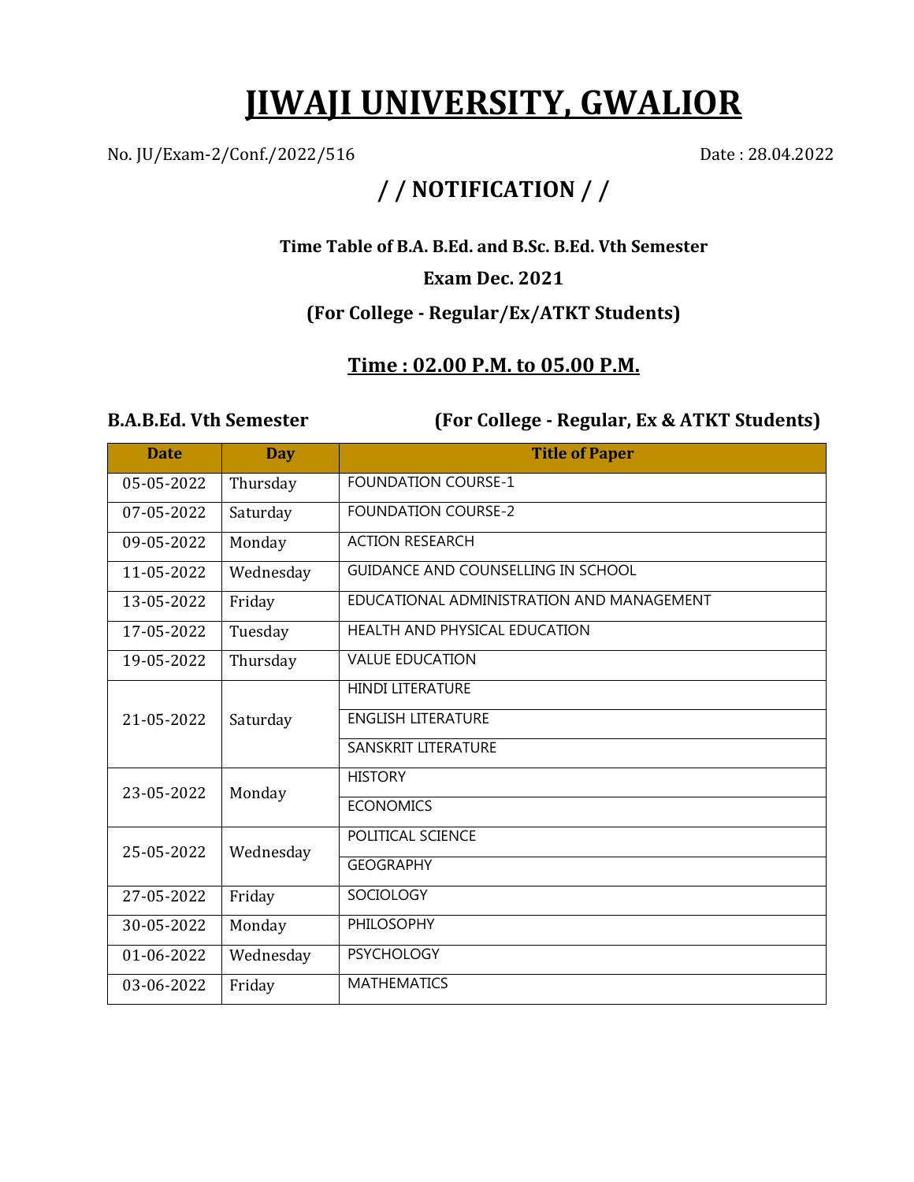# JIWAJI UNIVERSITY, GWALIOR

No. JU/Exam-2/Conf./2022/516 Date : 28.04.2022

## / / NOTIFICATION / /

**Time Table of B.A. B.Ed. and B.Sc. B.Ed. Vth Semester**

**Exam Dec. 2021**

**(For College - Regular/Ex/ATKT Students)**

**Time : 02.00 P.M. to 05.00 P.M.**

**B.A.B.Ed. Vth Semester** **(For College - Regular, Ex & ATKT Students)**

| Date | Day | Title of Paper |
|---|---|---|
| 05-05-2022 | Thursday | FOUNDATION COURSE-1 |
| 07-05-2022 | Saturday | FOUNDATION COURSE-2 |
| 09-05-2022 | Monday | ACTION RESEARCH |
| 11-05-2022 | Wednesday | GUIDANCE AND COUNSELLING IN SCHOOL |
| 13-05-2022 | Friday | EDUCATIONAL ADMINISTRATION AND MANAGEMENT |
| 17-05-2022 | Tuesday | HEALTH AND PHYSICAL EDUCATION |
| 19-05-2022 | Thursday | VALUE EDUCATION |
| 21-05-2022 | Saturday | HINDI LITERATURE |
| | | ENGLISH LITERATURE |
| | | SANSKRIT LITERATURE |
| 23-05-2022 | Monday | HISTORY |
| | | ECONOMICS |
| 25-05-2022 | Wednesday | POLITICAL SCIENCE |
| | | GEOGRAPHY |
| 27-05-2022 | Friday | SOCIOLOGY |
| 30-05-2022 | Monday | PHILOSOPHY |
| 01-06-2022 | Wednesday | PSYCHOLOGY |
| 03-06-2022 | Friday | MATHEMATICS |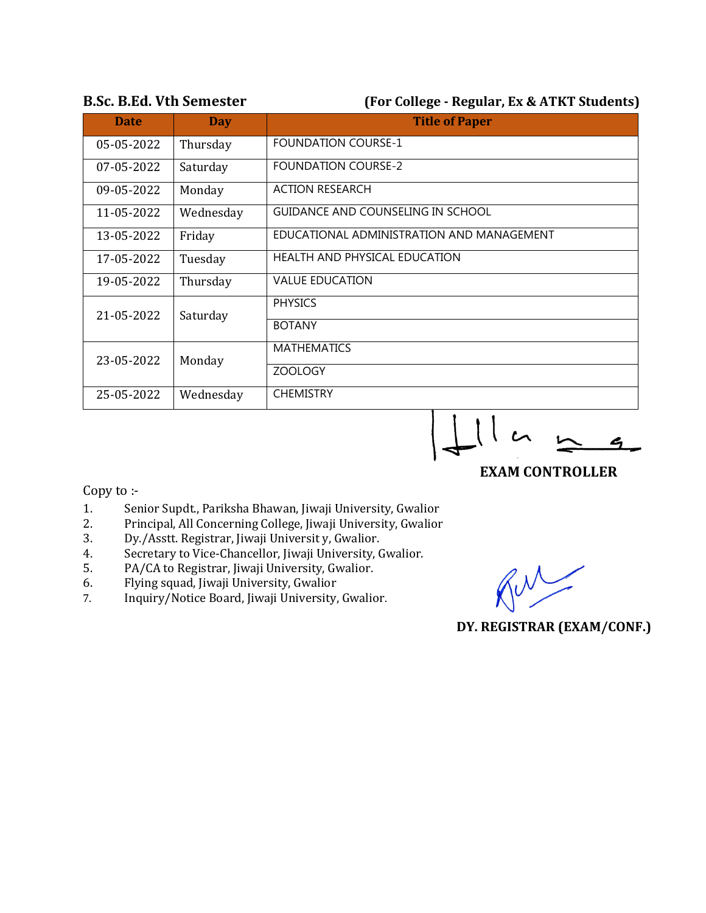**B.Sc. B.Ed. Vth Semester** **(For College - Regular, Ex & ATKT Students)**

| Date | Day | Title of Paper |
|---|---|---|
| 05-05-2022 | Thursday | FOUNDATION COURSE-1 |
| 07-05-2022 | Saturday | FOUNDATION COURSE-2 |
| 09-05-2022 | Monday | ACTION RESEARCH |
| 11-05-2022 | Wednesday | GUIDANCE AND COUNSELING IN SCHOOL |
| 13-05-2022 | Friday | EDUCATIONAL ADMINISTRATION AND MANAGEMENT |
| 17-05-2022 | Tuesday | HEALTH AND PHYSICAL EDUCATION |
| 19-05-2022 | Thursday | VALUE EDUCATION |
| 21-05-2022 | Saturday | PHYSICS |
| | | BOTANY |
| 23-05-2022 | Monday | MATHEMATICS |
| | | ZOOLOGY |
| 25-05-2022 | Wednesday | CHEMISTRY |

**EXAM CONTROLLER**

Copy to :-

1. Senior Supdt., Pariksha Bhawan, Jiwaji University, Gwalior
2. Principal, All Concerning College, Jiwaji University, Gwalior
3. Dy./Asstt. Registrar, Jiwaji Universit y, Gwalior.
4. Secretary to Vice-Chancellor, Jiwaji University, Gwalior.
5. PA/CA to Registrar, Jiwaji University, Gwalior.
6. Flying squad, Jiwaji University, Gwalior
7. Inquiry/Notice Board, Jiwaji University, Gwalior.

**DY. REGISTRAR (EXAM/CONF.)**